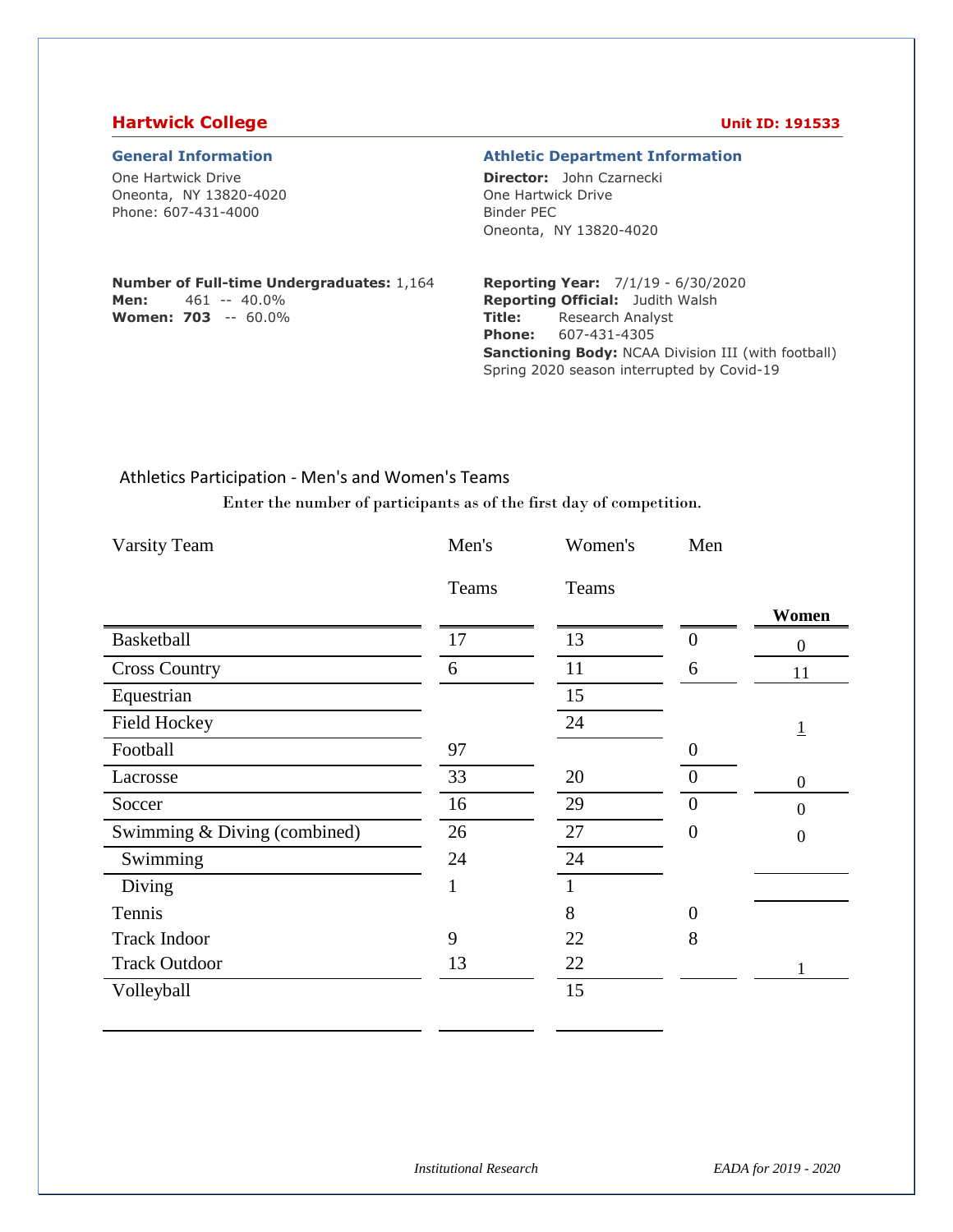## Hartwick College

**Unit ID: 191533**

### General Information

One Hartwick Drive
Oneonta, NY 13820-4020
Phone: 607-431-4000

**Number of Full-time Undergraduates:** 1,164
**Men:** 461 -- 40.0%
**Women:** **703** -- 60.0%

### Athletic Department Information

**Director:** John Czarnecki
One Hartwick Drive
Binder PEC
Oneonta, NY 13820-4020

**Reporting Year:** 7/1/19 - 6/30/2020
**Reporting Official:** Judith Walsh
**Title:** Research Analyst
**Phone:** 607-431-4305
**Sanctioning Body:** NCAA Division III (with football)
Spring 2020 season interrupted by Covid-19

### Athletics Participation - Men's and Women's Teams

Enter the number of participants as of the first day of competition.

| Varsity Team | Men's Teams | Women's Teams | Men | Women |
|---|---|---|---|---|
| Basketball | 17 | 13 | 0 | 0 |
| Cross Country | 6 | 11 | 6 | 11 |
| Equestrian | | 15 | | |
| Field Hockey | | 24 | | 1 |
| Football | 97 | | 0 | |
| Lacrosse | 33 | 20 | 0 | 0 |
| Soccer | 16 | 29 | 0 | 0 |
| Swimming & Diving (combined) | 26 | 27 | 0 | 0 |
| Swimming | 24 | 24 | | |
| Diving | 1 | 1 | | |
| Tennis | | 8 | 0 | |
| Track Indoor | 9 | 22 | 8 | |
| Track Outdoor | 13 | 22 | | 1 |
| Volleyball | | 15 | | |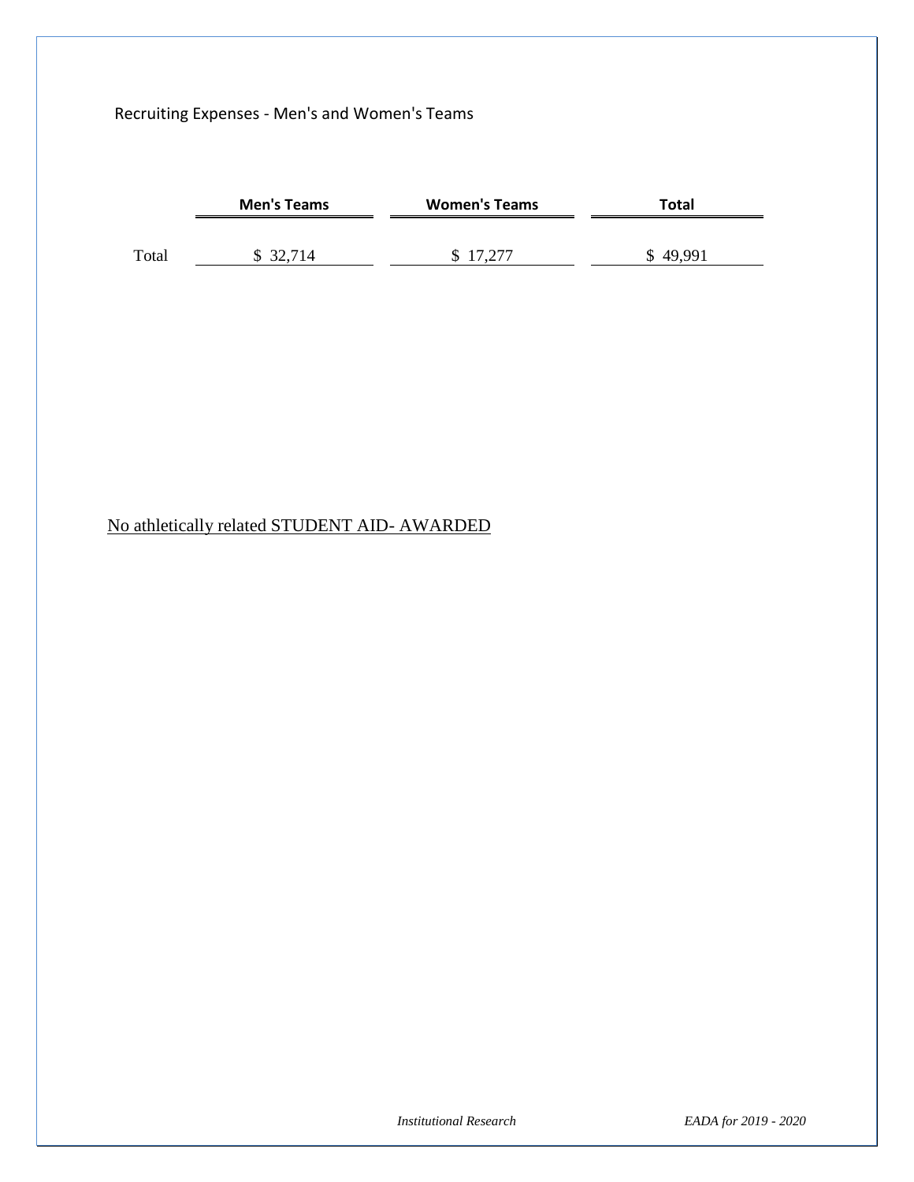Recruiting Expenses - Men's and Women's Teams

| | Men's Teams | Women's Teams | Total |
|---|---|---|---|
| Total | $ 32,714 | $ 17,277 | $ 49,991 |

No athletically related STUDENT AID- AWARDED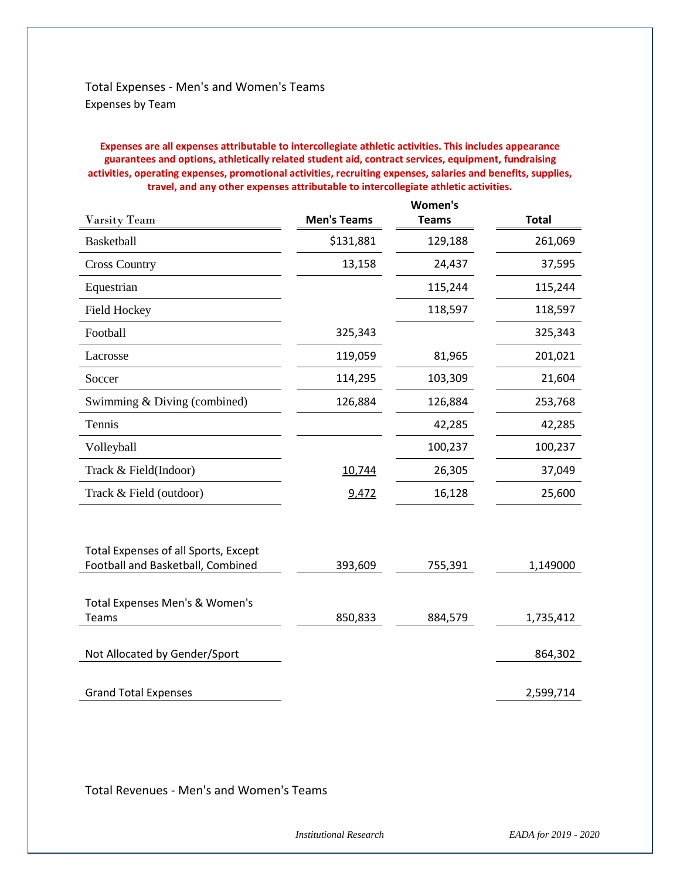Total Expenses - Men's and Women's Teams

Expenses by Team

**Expenses are all expenses attributable to intercollegiate athletic activities. This includes appearance guarantees and options, athletically related student aid, contract services, equipment, fundraising activities, operating expenses, promotional activities, recruiting expenses, salaries and benefits, supplies, travel, and any other expenses attributable to intercollegiate athletic activities.**

| Varsity Team | Men's Teams | Women's Teams | Total |
|---|---|---|---|
| Basketball | $131,881 | 129,188 | 261,069 |
| Cross Country | 13,158 | 24,437 | 37,595 |
| Equestrian | | 115,244 | 115,244 |
| Field Hockey | | 118,597 | 118,597 |
| Football | 325,343 | | 325,343 |
| Lacrosse | 119,059 | 81,965 | 201,021 |
| Soccer | 114,295 | 103,309 | 21,604 |
| Swimming & Diving (combined) | 126,884 | 126,884 | 253,768 |
| Tennis | | 42,285 | 42,285 |
| Volleyball | | 100,237 | 100,237 |
| Track & Field(Indoor) | 10,744 | 26,305 | 37,049 |
| Track & Field (outdoor) | 9,472 | 16,128 | 25,600 |
| | | | |
| Total Expenses of all Sports, Except Football and Basketball, Combined | 393,609 | 755,391 | 1,149000 |
| Total Expenses Men's & Women's Teams | 850,833 | 884,579 | 1,735,412 |
| Not Allocated by Gender/Sport | | | 864,302 |
| Grand Total Expenses | | | 2,599,714 |

Total Revenues - Men's and Women's Teams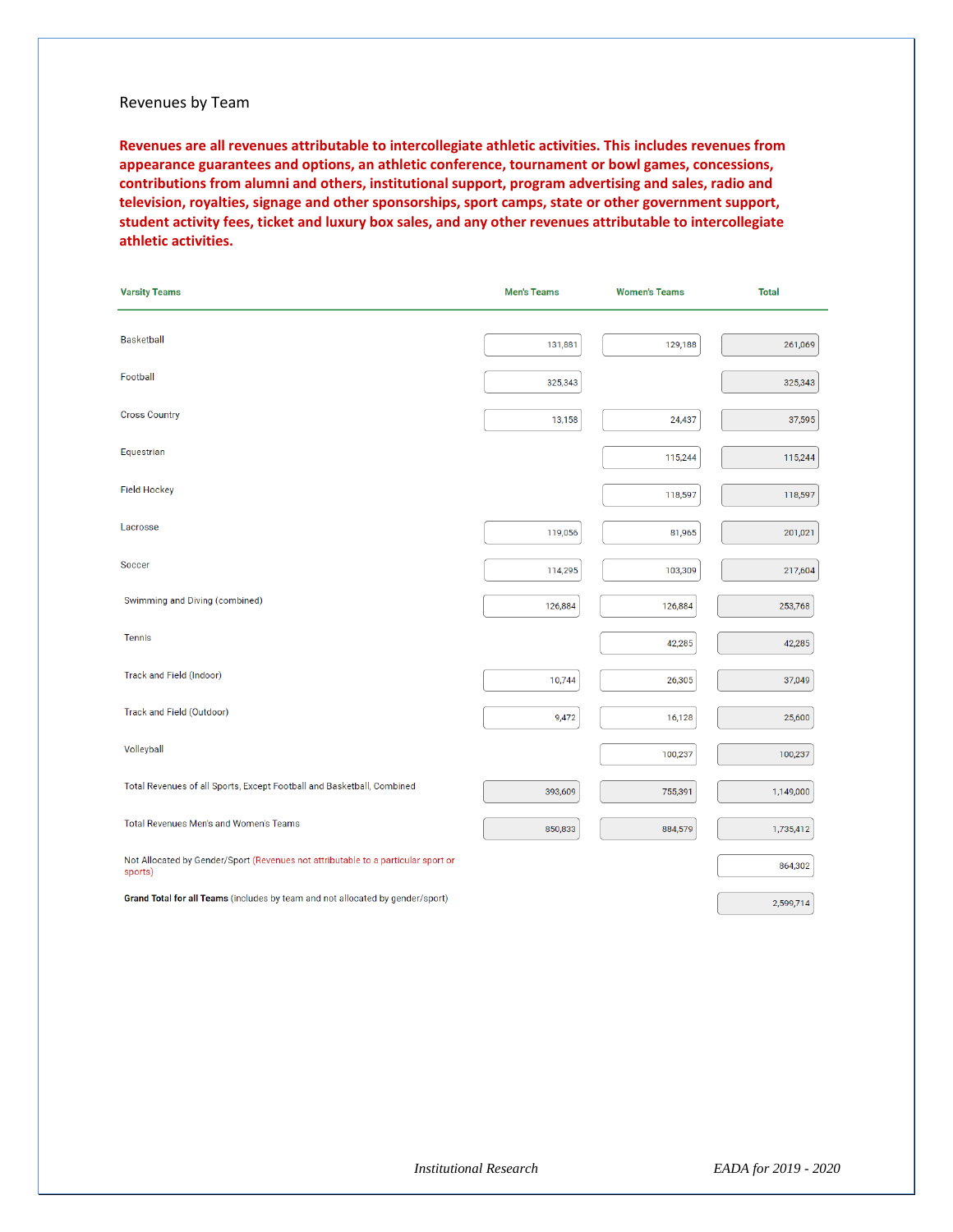Revenues by Team

**Revenues are all revenues attributable to intercollegiate athletic activities. This includes revenues from appearance guarantees and options, an athletic conference, tournament or bowl games, concessions, contributions from alumni and others, institutional support, program advertising and sales, radio and television, royalties, signage and other sponsorships, sport camps, state or other government support, student activity fees, ticket and luxury box sales, and any other revenues attributable to intercollegiate athletic activities.**

| Varsity Teams | Men's Teams | Women's Teams | Total |
|---|---|---|---|
| Basketball | 131,881 | 129,188 | 261,069 |
| Football | 325,343 | | 325,343 |
| Cross Country | 13,158 | 24,437 | 37,595 |
| Equestrian | | 115,244 | 115,244 |
| Field Hockey | | 118,597 | 118,597 |
| Lacrosse | 119,056 | 81,965 | 201,021 |
| Soccer | 114,295 | 103,309 | 217,604 |
| Swimming and Diving (combined) | 126,884 | 126,884 | 253,768 |
| Tennis | | 42,285 | 42,285 |
| Track and Field (Indoor) | 10,744 | 26,305 | 37,049 |
| Track and Field (Outdoor) | 9,472 | 16,128 | 25,600 |
| Volleyball | | 100,237 | 100,237 |
| Total Revenues of all Sports, Except Football and Basketball, Combined | 393,609 | 755,391 | 1,149,000 |
| Total Revenues Men's and Women's Teams | 850,833 | 884,579 | 1,735,412 |
| Not Allocated by Gender/Sport (Revenues not attributable to a particular sport or sports) | | | 864,302 |
| **Grand Total for all Teams** (includes by team and not allocated by gender/sport) | | | 2,599,714 |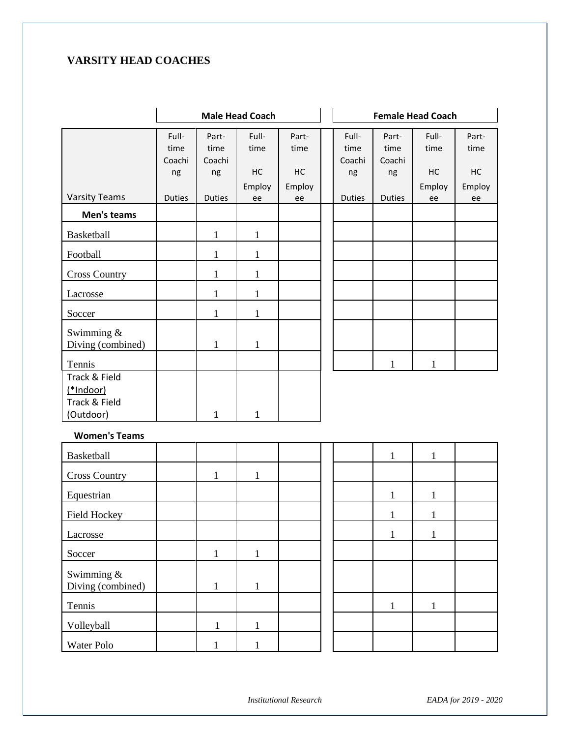## VARSITY HEAD COACHES

| | Male Head Coach | | | | Female Head Coach | | | |
|---|---|---|---|---|---|---|---|---|
| Varsity Teams | Full-time Coaching Duties | Part-time Coaching Duties | Full-time HC Employee | Part-time HC Employee | Full-time Coaching Duties | Part-time Coaching Duties | Full-time HC Employee | Part-time HC Employee |
| **Men's teams** | | | | | | | | |
| Basketball | | 1 | 1 | | | | | |
| Football | | 1 | 1 | | | | | |
| Cross Country | | 1 | 1 | | | | | |
| Lacrosse | | 1 | 1 | | | | | |
| Soccer | | 1 | 1 | | | | | |
| Swimming & Diving (combined) | | 1 | 1 | | | | | |
| Tennis | | | | | | 1 | 1 | |
| Track & Field (*Indoor) Track & Field (Outdoor) | | 1 | 1 | | | | | |
| **Women's Teams** | | | | | | | | |
| Basketball | | | | | | 1 | 1 | |
| Cross Country | | 1 | 1 | | | | | |
| Equestrian | | | | | | 1 | 1 | |
| Field Hockey | | | | | | 1 | 1 | |
| Lacrosse | | | | | | 1 | 1 | |
| Soccer | | 1 | 1 | | | | | |
| Swimming & Diving (combined) | | 1 | 1 | | | | | |
| Tennis | | | | | | 1 | 1 | |
| Volleyball | | 1 | 1 | | | | | |
| Water Polo | | 1 | 1 | | | | | |

*Institutional Research* *EADA for 2019 - 2020*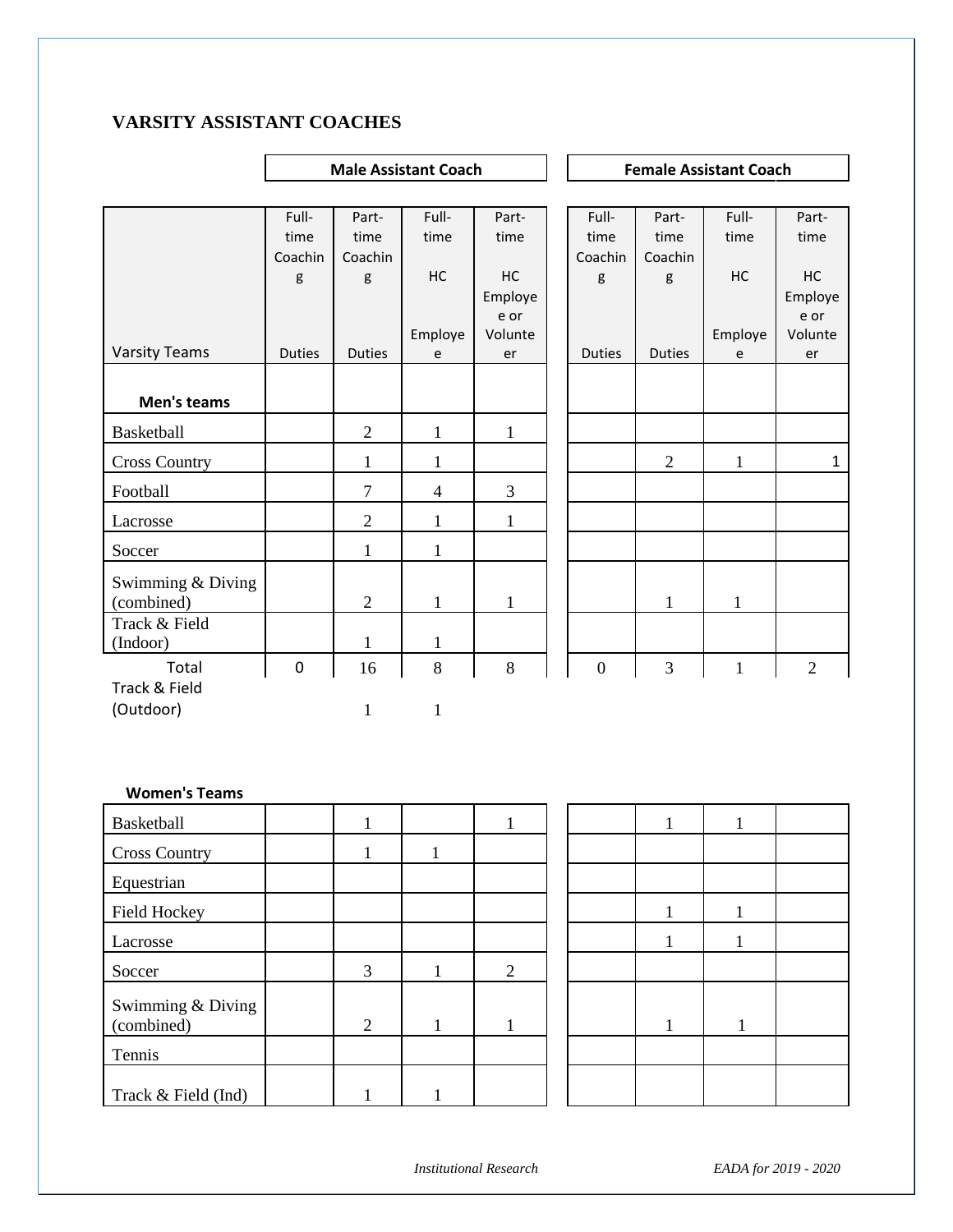## VARSITY ASSISTANT COACHES

| | Male Assistant Coach | | | | Female Assistant Coach | | | |
|---|---|---|---|---|---|---|---|---|
| Varsity Teams | Full-time Coaching Duties | Part-time Coaching Duties | Full-time HC Employee | Part-time HC Employee or Volunteer | Full-time Coaching Duties | Part-time Coaching Duties | Full-time HC Employee | Part-time HC Employee or Volunteer |
| **Men's teams** | | | | | | | | |
| Basketball | | 2 | 1 | 1 | | | | |
| Cross Country | | 1 | 1 | | | 2 | 1 | 1 |
| Football | | 7 | 4 | 3 | | | | |
| Lacrosse | | 2 | 1 | 1 | | | | |
| Soccer | | 1 | 1 | | | | | |
| Swimming & Diving (combined) | | 2 | 1 | 1 | | 1 | 1 | |
| Track & Field (Indoor) | | 1 | 1 | | | | | |
| Total | 0 | 16 | 8 | 8 | 0 | 3 | 1 | 2 |
| Track & Field (Outdoor) | | 1 | 1 | | | | | |
| **Women's Teams** | | | | | | | | |
| Basketball | | 1 | | 1 | | 1 | 1 | |
| Cross Country | | 1 | 1 | | | | | |
| Equestrian | | | | | | | | |
| Field Hockey | | | | | | 1 | 1 | |
| Lacrosse | | | | | | 1 | 1 | |
| Soccer | | 3 | 1 | 2 | | | | |
| Swimming & Diving (combined) | | 2 | 1 | 1 | | 1 | 1 | |
| Tennis | | | | | | | | |
| Track & Field (Ind) | | 1 | 1 | | | | | |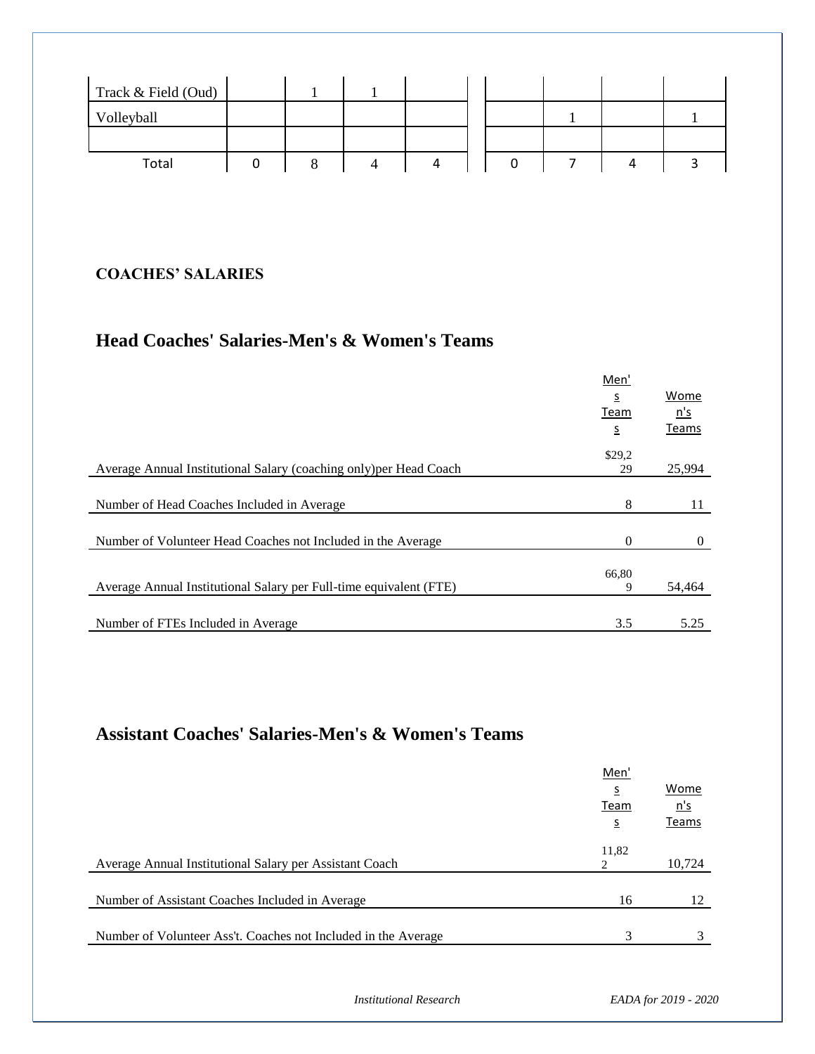| Track & Field (Oud) | | 1 | 1 | | | | | |
|---|---|---|---|---|---|---|---|---|
| Volleyball | | | | | | 1 | | 1 |
| | | | | | | | | |
| Total | 0 | 8 | 4 | 4 | 0 | 7 | 4 | 3 |

**COACHES' SALARIES**

## Head Coaches' Salaries-Men's & Women's Teams

| | Men's Teams | Women's Teams |
|---|---|---|
| Average Annual Institutional Salary (coaching only)per Head Coach | $29,229 | 25,994 |
| Number of Head Coaches Included in Average | 8 | 11 |
| Number of Volunteer Head Coaches not Included in the Average | 0 | 0 |
| Average Annual Institutional Salary per Full-time equivalent (FTE) | 66,809 | 54,464 |
| Number of FTEs Included in Average | 3.5 | 5.25 |

## Assistant Coaches' Salaries-Men's & Women's Teams

| | Men's Teams | Women's Teams |
|---|---|---|
| Average Annual Institutional Salary per Assistant Coach | 11,822 | 10,724 |
| Number of Assistant Coaches Included in Average | 16 | 12 |
| Number of Volunteer Ass't. Coaches not Included in the Average | 3 | 3 |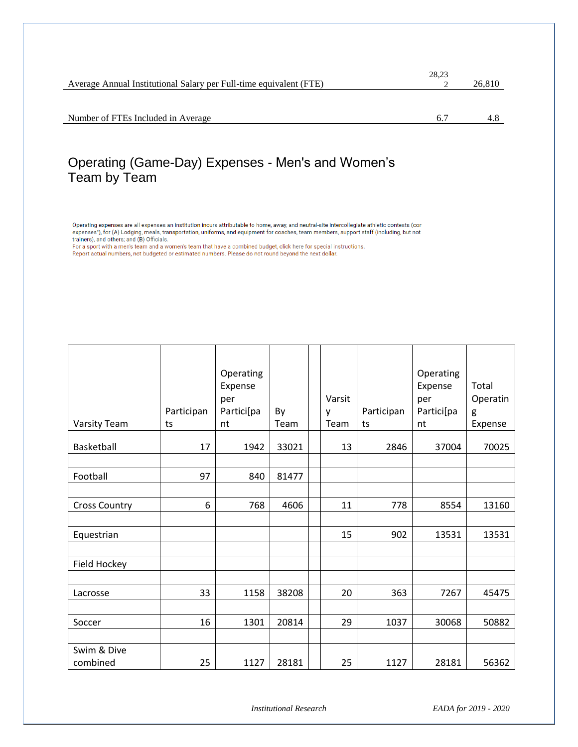| | | |
|---|---|---|
| Average Annual Institutional Salary per Full-time equivalent (FTE) | 28,232 | 26,810 |
| Number of FTEs Included in Average | 6.7 | 4.8 |

## Operating (Game-Day) Expenses - Men's and Women's Team by Team

Operating expenses are all expenses an institution incurs attributable to home, away, and neutral-site intercollegiate athletic contests (cor expenses"), for (A) Lodging, meals, transportation, uniforms, and equipment for coaches, team members, support staff (including, but not trainers), and others; and (B) Officials.
For a sport with a men's team and a women's team that have a combined budget, click here for special instructions.
Report actual numbers, not budgeted or estimated numbers. Please do not round beyond the next dollar.

| Varsity Team | Participants | Operating Expense per Partici[pant | By Team | | Varsity Team | Participants | Operating Expense per Partici[pant | Total Operating Expense |
|---|---|---|---|---|---|---|---|---|
| Basketball | 17 | 1942 | 33021 | | 13 | 2846 | 37004 | 70025 |
| | | | | | | | | |
| Football | 97 | 840 | 81477 | | | | | |
| | | | | | | | | |
| Cross Country | 6 | 768 | 4606 | | 11 | 778 | 8554 | 13160 |
| | | | | | | | | |
| Equestrian | | | | | 15 | 902 | 13531 | 13531 |
| | | | | | | | | |
| Field Hockey | | | | | | | | |
| | | | | | | | | |
| Lacrosse | 33 | 1158 | 38208 | | 20 | 363 | 7267 | 45475 |
| | | | | | | | | |
| Soccer | 16 | 1301 | 20814 | | 29 | 1037 | 30068 | 50882 |
| | | | | | | | | |
| Swim & Dive combined | 25 | 1127 | 28181 | | 25 | 1127 | 28181 | 56362 |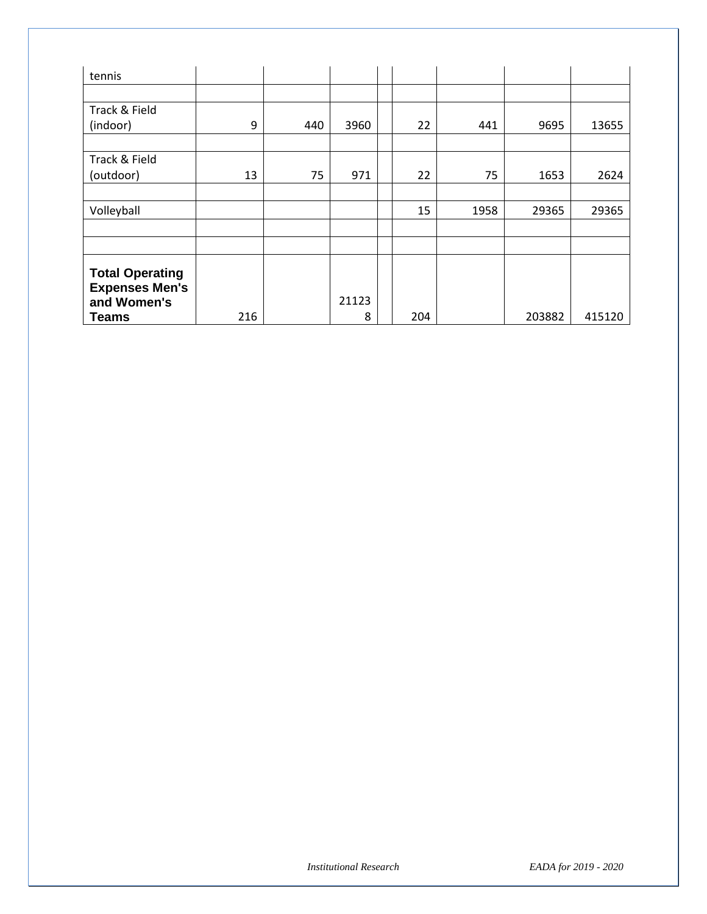| | | | | | | | | |
|---|---|---|---|---|---|---|---|---|
| tennis | | | | | | | | |
| | | | | | | | | |
| Track & Field (indoor) | 9 | 440 | 3960 | | 22 | 441 | 9695 | 13655 |
| | | | | | | | | |
| Track & Field (outdoor) | 13 | 75 | 971 | | 22 | 75 | 1653 | 2624 |
| | | | | | | | | |
| Volleyball | | | | | 15 | 1958 | 29365 | 29365 |
| | | | | | | | | |
| | | | | | | | | |
| **Total Operating Expenses Men's and Women's Teams** | 216 | | 211238 | | 204 | | 203882 | 415120 |